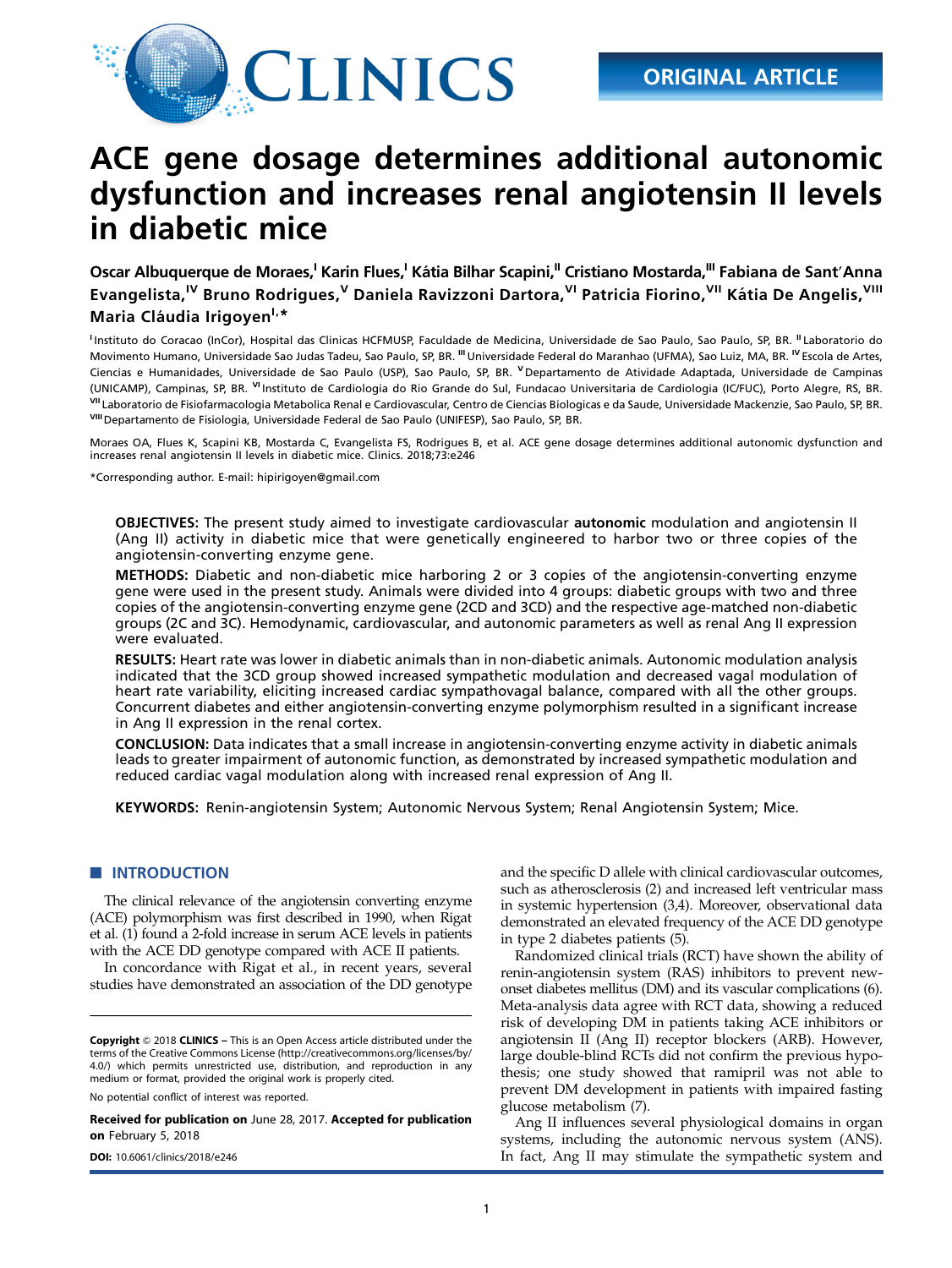ORIGINAL ARTICLE

# ACE gene dosage determines additional autonomic dysfunction and increases renal angiotensin II levels in diabetic mice

**Oscar Albuquerque de Moraes,[I] Karin Flues,[I] Kátia Bilhar Scapini,[II] Cristiano Mostarda,[III] Fabiana de Sant'Anna Evangelista,[IV] Bruno Rodrigues,[V] Daniela Ravizzoni Dartora,[VI] Patricia Fiorino,[VII] Kátia De Angelis,[VIII] Maria Cláudia Irigoyen[I,*]**

[I] Instituto do Coracao (InCor), Hospital das Clinicas HCFMUSP, Faculdade de Medicina, Universidade de Sao Paulo, Sao Paulo, SP, BR. [II] Laboratorio do Movimento Humano, Universidade Sao Judas Tadeu, Sao Paulo, SP, BR. [III] Universidade Federal do Maranhao (UFMA), Sao Luiz, MA, BR. [IV] Escola de Artes, Ciencias e Humanidades, Universidade de Sao Paulo (USP), Sao Paulo, SP, BR. [V] Departamento de Atividade Adaptada, Universidade de Campinas (UNICAMP), Campinas, SP, BR. [VI] Instituto de Cardiologia do Rio Grande do Sul, Fundacao Universitaria de Cardiologia (IC/FUC), Porto Alegre, RS, BR. [VII] Laboratorio de Fisiofarmacologia Metabolica Renal e Cardiovascular, Centro de Ciencias Biologicas e da Saude, Universidade Mackenzie, Sao Paulo, SP, BR. [VIII] Departamento de Fisiologia, Universidade Federal de Sao Paulo (UNIFESP), Sao Paulo, SP, BR.

Moraes OA, Flues K, Scapini KB, Mostarda C, Evangelista FS, Rodrigues B, et al. ACE gene dosage determines additional autonomic dysfunction and increases renal angiotensin II levels in diabetic mice. Clinics. 2018;73:e246

*Corresponding author. E-mail: hipirigoyen@gmail.com

**OBJECTIVES:** The present study aimed to investigate cardiovascular **autonomic** modulation and angiotensin II (Ang II) activity in diabetic mice that were genetically engineered to harbor two or three copies of the angiotensin-converting enzyme gene.

**METHODS:** Diabetic and non-diabetic mice harboring 2 or 3 copies of the angiotensin-converting enzyme gene were used in the present study. Animals were divided into 4 groups: diabetic groups with two and three copies of the angiotensin-converting enzyme gene (2CD and 3CD) and the respective age-matched non-diabetic groups (2C and 3C). Hemodynamic, cardiovascular, and autonomic parameters as well as renal Ang II expression were evaluated.

**RESULTS:** Heart rate was lower in diabetic animals than in non-diabetic animals. Autonomic modulation analysis indicated that the 3CD group showed increased sympathetic modulation and decreased vagal modulation of heart rate variability, eliciting increased cardiac sympathovagal balance, compared with all the other groups. Concurrent diabetes and either angiotensin-converting enzyme polymorphism resulted in a significant increase in Ang II expression in the renal cortex.

**CONCLUSION:** Data indicates that a small increase in angiotensin-converting enzyme activity in diabetic animals leads to greater impairment of autonomic function, as demonstrated by increased sympathetic modulation and reduced cardiac vagal modulation along with increased renal expression of Ang II.

**KEYWORDS:** Renin-angiotensin System; Autonomic Nervous System; Renal Angiotensin System; Mice.

## INTRODUCTION

The clinical relevance of the angiotensin converting enzyme (ACE) polymorphism was first described in 1990, when Rigat et al. (1) found a 2-fold increase in serum ACE levels in patients with the ACE DD genotype compared with ACE II patients.

In concordance with Rigat et al., in recent years, several studies have demonstrated an association of the DD genotype and the specific D allele with clinical cardiovascular outcomes, such as atherosclerosis (2) and increased left ventricular mass in systemic hypertension (3,4). Moreover, observational data demonstrated an elevated frequency of the ACE DD genotype in type 2 diabetes patients (5).

Randomized clinical trials (RCT) have shown the ability of renin-angiotensin system (RAS) inhibitors to prevent new-onset diabetes mellitus (DM) and its vascular complications (6). Meta-analysis data agree with RCT data, showing a reduced risk of developing DM in patients taking ACE inhibitors or angiotensin II (Ang II) receptor blockers (ARB). However, large double-blind RCTs did not confirm the previous hypothesis; one study showed that ramipril was not able to prevent DM development in patients with impaired fasting glucose metabolism (7).

Ang II influences several physiological domains in organ systems, including the autonomic nervous system (ANS). In fact, Ang II may stimulate the sympathetic system and

**Copyright** © 2018 **CLINICS** – This is an Open Access article distributed under the terms of the Creative Commons License (http://creativecommons.org/licenses/by/4.0/) which permits unrestricted use, distribution, and reproduction in any medium or format, provided the original work is properly cited.

No potential conflict of interest was reported.

**Received for publication on** June 28, 2017. **Accepted for publication on** February 5, 2018

**DOI:** 10.6061/clinics/2018/e246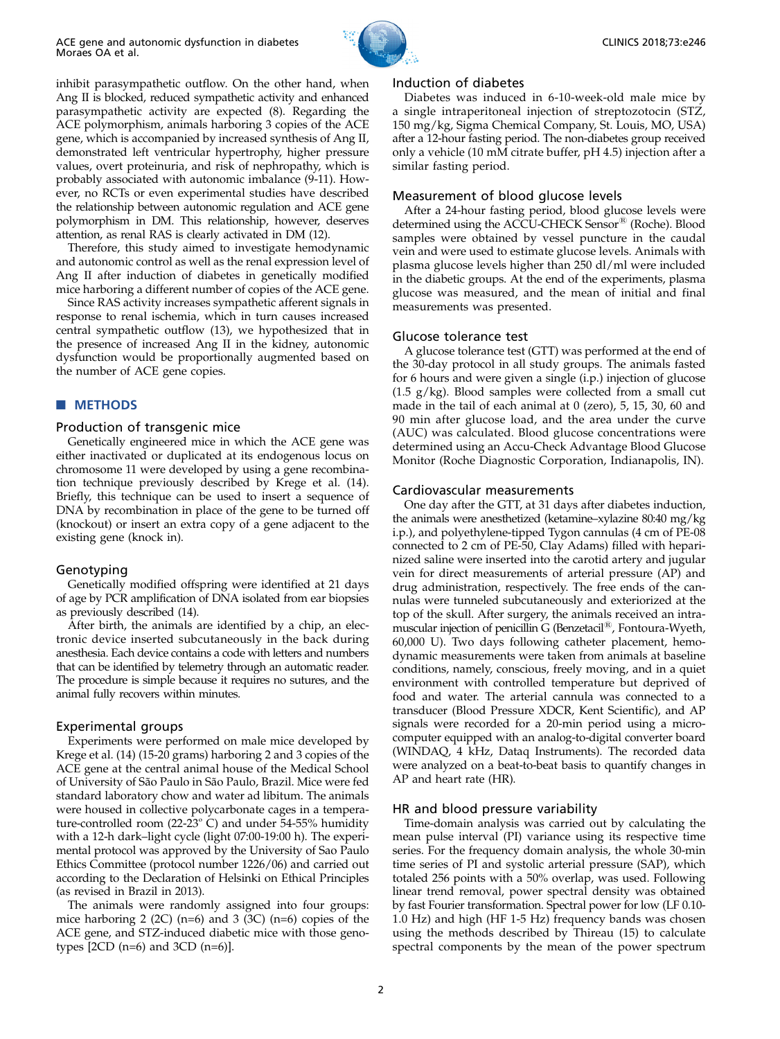inhibit parasympathetic outflow. On the other hand, when Ang II is blocked, reduced sympathetic activity and enhanced parasympathetic activity are expected (8). Regarding the ACE polymorphism, animals harboring 3 copies of the ACE gene, which is accompanied by increased synthesis of Ang II, demonstrated left ventricular hypertrophy, higher pressure values, overt proteinuria, and risk of nephropathy, which is probably associated with autonomic imbalance (9-11). However, no RCTs or even experimental studies have described the relationship between autonomic regulation and ACE gene polymorphism in DM. This relationship, however, deserves attention, as renal RAS is clearly activated in DM (12).

Therefore, this study aimed to investigate hemodynamic and autonomic control as well as the renal expression level of Ang II after induction of diabetes in genetically modified mice harboring a different number of copies of the ACE gene.

Since RAS activity increases sympathetic afferent signals in response to renal ischemia, which in turn causes increased central sympathetic outflow (13), we hypothesized that in the presence of increased Ang II in the kidney, autonomic dysfunction would be proportionally augmented based on the number of ACE gene copies.

## METHODS

### Production of transgenic mice

Genetically engineered mice in which the ACE gene was either inactivated or duplicated at its endogenous locus on chromosome 11 were developed by using a gene recombination technique previously described by Krege et al. (14). Briefly, this technique can be used to insert a sequence of DNA by recombination in place of the gene to be turned off (knockout) or insert an extra copy of a gene adjacent to the existing gene (knock in).

### Genotyping

Genetically modified offspring were identified at 21 days of age by PCR amplification of DNA isolated from ear biopsies as previously described (14).

After birth, the animals are identified by a chip, an electronic device inserted subcutaneously in the back during anesthesia. Each device contains a code with letters and numbers that can be identified by telemetry through an automatic reader. The procedure is simple because it requires no sutures, and the animal fully recovers within minutes.

### Experimental groups

Experiments were performed on male mice developed by Krege et al. (14) (15-20 grams) harboring 2 and 3 copies of the ACE gene at the central animal house of the Medical School of University of São Paulo in São Paulo, Brazil. Mice were fed standard laboratory chow and water ad libitum. The animals were housed in collective polycarbonate cages in a temperature-controlled room (22-23° C) and under 54-55% humidity with a 12-h dark–light cycle (light 07:00-19:00 h). The experimental protocol was approved by the University of Sao Paulo Ethics Committee (protocol number 1226/06) and carried out according to the Declaration of Helsinki on Ethical Principles (as revised in Brazil in 2013).

The animals were randomly assigned into four groups: mice harboring 2 (2C) (n=6) and 3 (3C) (n=6) copies of the ACE gene, and STZ-induced diabetic mice with those genotypes [2CD (n=6) and 3CD (n=6)].

### Induction of diabetes

Diabetes was induced in 6-10-week-old male mice by a single intraperitoneal injection of streptozotocin (STZ, 150 mg/kg, Sigma Chemical Company, St. Louis, MO, USA) after a 12-hour fasting period. The non-diabetes group received only a vehicle (10 mM citrate buffer, pH 4.5) injection after a similar fasting period.

### Measurement of blood glucose levels

After a 24-hour fasting period, blood glucose levels were determined using the ACCU-CHECK Sensor® (Roche). Blood samples were obtained by vessel puncture in the caudal vein and were used to estimate glucose levels. Animals with plasma glucose levels higher than 250 dl/ml were included in the diabetic groups. At the end of the experiments, plasma glucose was measured, and the mean of initial and final measurements was presented.

### Glucose tolerance test

A glucose tolerance test (GTT) was performed at the end of the 30-day protocol in all study groups. The animals fasted for 6 hours and were given a single (i.p.) injection of glucose (1.5 g/kg). Blood samples were collected from a small cut made in the tail of each animal at 0 (zero), 5, 15, 30, 60 and 90 min after glucose load, and the area under the curve (AUC) was calculated. Blood glucose concentrations were determined using an Accu-Check Advantage Blood Glucose Monitor (Roche Diagnostic Corporation, Indianapolis, IN).

### Cardiovascular measurements

One day after the GTT, at 31 days after diabetes induction, the animals were anesthetized (ketamine–xylazine 80:40 mg/kg i.p.), and polyethylene-tipped Tygon cannulas (4 cm of PE-08 connected to 2 cm of PE-50, Clay Adams) filled with heparinized saline were inserted into the carotid artery and jugular vein for direct measurements of arterial pressure (AP) and drug administration, respectively. The free ends of the cannulas were tunneled subcutaneously and exteriorized at the top of the skull. After surgery, the animals received an intramuscular injection of penicillin G (Benzetacil®, Fontoura-Wyeth, 60,000 U). Two days following catheter placement, hemodynamic measurements were taken from animals at baseline conditions, namely, conscious, freely moving, and in a quiet environment with controlled temperature but deprived of food and water. The arterial cannula was connected to a transducer (Blood Pressure XDCR, Kent Scientific), and AP signals were recorded for a 20-min period using a microcomputer equipped with an analog-to-digital converter board (WINDAQ, 4 kHz, Dataq Instruments). The recorded data were analyzed on a beat-to-beat basis to quantify changes in AP and heart rate (HR).

### HR and blood pressure variability

Time-domain analysis was carried out by calculating the mean pulse interval (PI) variance using its respective time series. For the frequency domain analysis, the whole 30-min time series of PI and systolic arterial pressure (SAP), which totalled 256 points with a 50% overlap, was used. Following linear trend removal, power spectral density was obtained by fast Fourier transformation. Spectral power for low (LF 0.10-1.0 Hz) and high (HF 1-5 Hz) frequency bands was chosen using the methods described by Thireau (15) to calculate spectral components by the mean of the power spectrum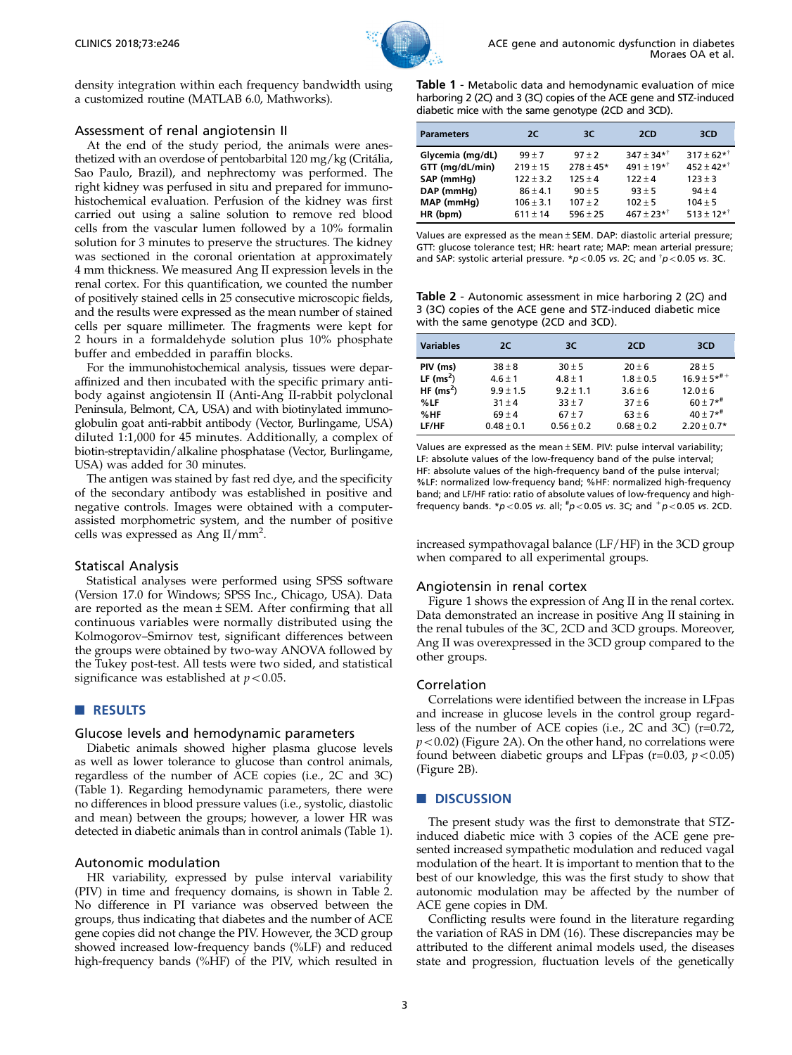density integration within each frequency bandwidth using a customized routine (MATLAB 6.0, Mathworks).

### Assessment of renal angiotensin II

At the end of the study period, the animals were anesthetized with an overdose of pentobarbital 120 mg/kg (Critália, Sao Paulo, Brazil), and nephrectomy was performed. The right kidney was perfused in situ and prepared for immunohistochemical evaluation. Perfusion of the kidney was first carried out using a saline solution to remove red blood cells from the vascular lumen followed by a 10% formalin solution for 3 minutes to preserve the structures. The kidney was sectioned in the coronal orientation at approximately 4 mm thickness. We measured Ang II expression levels in the renal cortex. For this quantification, we counted the number of positively stained cells in 25 consecutive microscopic fields, and the results were expressed as the mean number of stained cells per square millimeter. The fragments were kept for 2 hours in a formaldehyde solution plus 10% phosphate buffer and embedded in paraffin blocks.

For the immunohistochemical analysis, tissues were deparaffinized and then incubated with the specific primary antibody against angiotensin II (Anti-Ang II-rabbit polyclonal Peninsula, Belmont, CA, USA) and with biotinylated immunoglobulin goat anti-rabbit antibody (Vector, Burlingame, USA) diluted 1:1,000 for 45 minutes. Additionally, a complex of biotin-streptavidin/alkaline phosphatase (Vector, Burlingame, USA) was added for 30 minutes.

The antigen was stained by fast red dye, and the specificity of the secondary antibody was established in positive and negative controls. Images were obtained with a computer-assisted morphometric system, and the number of positive cells was expressed as Ang II/mm$^2$.

### Statiscal Analysis

Statistical analyses were performed using SPSS software (Version 17.0 for Windows; SPSS Inc., Chicago, USA). Data are reported as the mean ± SEM. After confirming that all continuous variables were normally distributed using the Kolmogorov–Smirnov test, significant differences between the groups were obtained by two-way ANOVA followed by the Tukey post-test. All tests were two sided, and statistical significance was established at $p<0.05$.

## RESULTS

### Glucose levels and hemodynamic parameters

Diabetic animals showed higher plasma glucose levels as well as lower tolerance to glucose than control animals, regardless of the number of ACE copies (i.e., 2C and 3C) (Table 1). Regarding hemodynamic parameters, there were no differences in blood pressure values (i.e., systolic, diastolic and mean) between the groups; however, a lower HR was detected in diabetic animals than in control animals (Table 1).

### Autonomic modulation

HR variability, expressed by pulse interval variability (PIV) in time and frequency domains, is shown in Table 2. No difference in PI variance was observed between the groups, thus indicating that diabetes and the number of ACE gene copies did not change the PIV. However, the 3CD group showed increased low-frequency bands (%LF) and reduced high-frequency bands (%HF) of the PIV, which resulted in increased sympathovagal balance (LF/HF) in the 3CD group when compared to all experimental groups.

**Table 1** - Metabolic data and hemodynamic evaluation of mice harboring 2 (2C) and 3 (3C) copies of the ACE gene and STZ-induced diabetic mice with the same genotype (2CD and 3CD).

| Parameters | 2C | 3C | 2CD | 3CD |
|---|---|---|---|---|
| Glycemia (mg/dL) | 99 ± 7 | 97 ± 2 | 347 ± 34*† | 317 ± 62*† |
| GTT (mg/dL/min) | 219 ± 15 | 278 ± 45* | 491 ± 19*† | 452 ± 42*† |
| SAP (mmHg) | 122 ± 3.2 | 125 ± 4 | 122 ± 4 | 123 ± 3 |
| DAP (mmHg) | 86 ± 4.1 | 90 ± 5 | 93 ± 5 | 94 ± 4 |
| MAP (mmHg) | 106 ± 3.1 | 107 ± 2 | 102 ± 5 | 104 ± 5 |
| HR (bpm) | 611 ± 14 | 596 ± 25 | 467 ± 23*† | 513 ± 12*† |

Values are expressed as the mean ± SEM. DAP: diastolic arterial pressure; GTT: glucose tolerance test; HR: heart rate; MAP: mean arterial pressure; and SAP: systolic arterial pressure. *$p<0.05$ *vs.* 2C; and †$p<0.05$ *vs.* 3C.

**Table 2** - Autonomic assessment in mice harboring 2 (2C) and 3 (3C) copies of the ACE gene and STZ-induced diabetic mice with the same genotype (2CD and 3CD).

| Variables | 2C | 3C | 2CD | 3CD |
|---|---|---|---|---|
| PIV (ms) | 38 ± 8 | 30 ± 5 | 20 ± 6 | 28 ± 5 |
| LF (ms$^2$) | 4.6 ± 1 | 4.8 ± 1 | 1.8 ± 0.5 | 16.9 ± 5*#+ |
| HF (ms$^2$) | 9.9 ± 1.5 | 9.2 ± 1.1 | 3.6 ± 6 | 12.0 ± 6 |
| %LF | 31 ± 4 | 33 ± 7 | 37 ± 6 | 60 ± 7*# |
| %HF | 69 ± 4 | 67 ± 7 | 63 ± 6 | 40 ± 7*# |
| LF/HF | 0.48 ± 0.1 | 0.56 ± 0.2 | 0.68 ± 0.2 | 2.20 ± 0.7* |

Values are expressed as the mean ± SEM. PIV: pulse interval variability; LF: absolute values of the low-frequency band of the pulse interval; HF: absolute values of the high-frequency band of the pulse interval; %LF: normalized low-frequency band; %HF: normalized high-frequency band; and LF/HF ratio: ratio of absolute values of low-frequency and high-frequency bands. *$p<0.05$ *vs.* all; #$p<0.05$ *vs.* 3C; and +$p<0.05$ *vs.* 2CD.

### Angiotensin in renal cortex

Figure 1 shows the expression of Ang II in the renal cortex. Data demonstrated an increase in positive Ang II staining in the renal tubules of the 3C, 2CD and 3CD groups. Moreover, Ang II was overexpressed in the 3CD group compared to the other groups.

### Correlation

Correlations were identified between the increase in LFpas and increase in glucose levels in the control group regardless of the number of ACE copies (i.e., 2C and 3C) (r=0.72, $p<0.02$) (Figure 2A). On the other hand, no correlations were found between diabetic groups and LFpas (r=0.03, $p<0.05$) (Figure 2B).

## DISCUSSION

The present study was the first to demonstrate that STZ-induced diabetic mice with 3 copies of the ACE gene presented increased sympathetic modulation and reduced vagal modulation of the heart. It is important to mention that to the best of our knowledge, this was the first study to show that autonomic modulation may be affected by the number of ACE gene copies in DM.

Conflicting results were found in the literature regarding the variation of RAS in DM (16). These discrepancies may be attributed to the different animal models used, the diseases state and progression, fluctuation levels of the genetically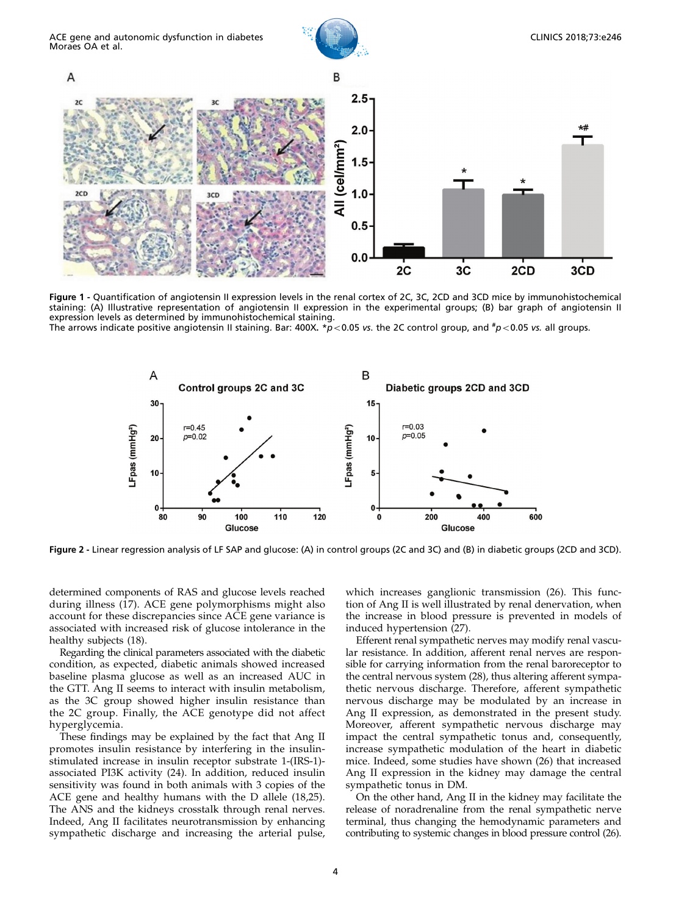**Figure 1 -** Quantification of angiotensin II expression levels in the renal cortex of 2C, 3C, 2CD and 3CD mice by immunohistochemical staining: (A) Illustrative representation of angiotensin II expression in the experimental groups; (B) bar graph of angiotensin II expression levels as determined by immunohistochemical staining.
The arrows indicate positive angiotensin II staining. Bar: 400X. $^*p<0.05$ *vs.* the 2C control group, and $^{\#}p<0.05$ *vs.* all groups.

**Figure 2 -** Linear regression analysis of LF SAP and glucose: (A) in control groups (2C and 3C) and (B) in diabetic groups (2CD and 3CD).

determined components of RAS and glucose levels reached during illness (17). ACE gene polymorphisms might also account for these discrepancies since ACE gene variance is associated with increased risk of glucose intolerance in the healthy subjects (18).

Regarding the clinical parameters associated with the diabetic condition, as expected, diabetic animals showed increased baseline plasma glucose as well as an increased AUC in the GTT. Ang II seems to interact with insulin metabolism, as the 3C group showed higher insulin resistance than the 2C group. Finally, the ACE genotype did not affect hyperglycemia.

These findings may be explained by the fact that Ang II promotes insulin resistance by interfering in the insulin-stimulated increase in insulin receptor substrate 1-(IRS-1)-associated PI3K activity (24). In addition, reduced insulin sensitivity was found in both animals with 3 copies of the ACE gene and healthy humans with the D allele (18,25). The ANS and the kidneys crosstalk through renal nerves. Indeed, Ang II facilitates neurotransmission by enhancing sympathetic discharge and increasing the arterial pulse, which increases ganglionic transmission (26). This function of Ang II is well illustrated by renal denervation, when the increase in blood pressure is prevented in models of induced hypertension (27).

Efferent renal sympathetic nerves may modify renal vascular resistance. In addition, afferent renal nerves are responsible for carrying information from the renal baroreceptor to the central nervous system (28), thus altering afferent sympathetic nervous discharge. Therefore, afferent sympathetic nervous discharge may be modulated by an increase in Ang II expression, as demonstrated in the present study. Moreover, afferent sympathetic nervous discharge may impact the central sympathetic tonus and, consequently, increase sympathetic modulation of the heart in diabetic mice. Indeed, some studies have shown (26) that increased Ang II expression in the kidney may damage the central sympathetic tonus in DM.

On the other hand, Ang II in the kidney may facilitate the release of noradrenaline from the renal sympathetic nerve terminal, thus changing the hemodynamic parameters and contributing to systemic changes in blood pressure control (26).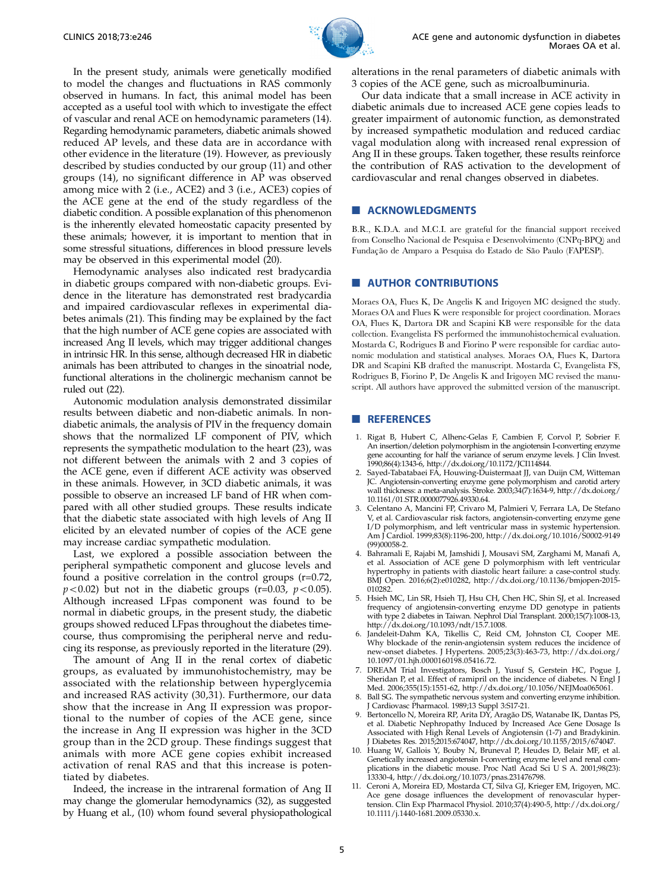In the present study, animals were genetically modified to model the changes and fluctuations in RAS commonly observed in humans. In fact, this animal model has been accepted as a useful tool with which to investigate the effect of vascular and renal ACE on hemodynamic parameters (14). Regarding hemodynamic parameters, diabetic animals showed reduced AP levels, and these data are in accordance with other evidence in the literature (19). However, as previously described by studies conducted by our group (11) and other groups (14), no significant difference in AP was observed among mice with 2 (i.e., ACE2) and 3 (i.e., ACE3) copies of the ACE gene at the end of the study regardless of the diabetic condition. A possible explanation of this phenomenon is the inherently elevated homeostatic capacity presented by these animals; however, it is important to mention that in some stressful situations, differences in blood pressure levels may be observed in this experimental model (20).

Hemodynamic analyses also indicated rest bradycardia in diabetic groups compared with non-diabetic groups. Evidence in the literature has demonstrated rest bradycardia and impaired cardiovascular reflexes in experimental diabetes animals (21). This finding may be explained by the fact that the high number of ACE gene copies are associated with increased Ang II levels, which may trigger additional changes in intrinsic HR. In this sense, although decreased HR in diabetic animals has been attributed to changes in the sinoatrial node, functional alterations in the cholinergic mechanism cannot be ruled out (22).

Autonomic modulation analysis demonstrated dissimilar results between diabetic and non-diabetic animals. In non-diabetic animals, the analysis of PIV in the frequency domain shows that the normalized LF component of PIV, which represents the sympathetic modulation to the heart (23), was not different between the animals with 2 and 3 copies of the ACE gene, even if different ACE activity was observed in these animals. However, in 3CD diabetic animals, it was possible to observe an increased LF band of HR when compared with all other studied groups. These results indicate that the diabetic state associated with high levels of Ang II elicited by an elevated number of copies of the ACE gene may increase cardiac sympathetic modulation.

Last, we explored a possible association between the peripheral sympathetic component and glucose levels and found a positive correlation in the control groups (r=0.72, $p<0.02$) but not in the diabetic groups (r=0.03, $p<0.05$). Although increased LFpas component was found to be normal in diabetic groups, in the present study, the diabetic groups showed reduced LFpas throughout the diabetes time-course, thus compromising the peripheral nerve and reducing its response, as previously reported in the literature (29).

The amount of Ang II in the renal cortex of diabetic groups, as evaluated by immunohistochemistry, may be associated with the relationship between hyperglycemia and increased RAS activity (30,31). Furthermore, our data show that the increase in Ang II expression was proportional to the number of copies of the ACE gene, since the increase in Ang II expression was higher in the 3CD group than in the 2CD group. These findings suggest that animals with more ACE gene copies exhibit increased activation of renal RAS and that this increase is potentiated by diabetes.

Indeed, the increase in the intrarenal formation of Ang II may change the glomerular hemodynamics (32), as suggested by Huang et al., (10) whom found several physiopathological alterations in the renal parameters of diabetic animals with 3 copies of the ACE gene, such as microalbuminuria.

Our data indicate that a small increase in ACE activity in diabetic animals due to increased ACE gene copies leads to greater impairment of autonomic function, as demonstrated by increased sympathetic modulation and reduced cardiac vagal modulation along with increased renal expression of Ang II in these groups. Taken together, these results reinforce the contribution of RAS activation to the development of cardiovascular and renal changes observed in diabetes.

## ACKNOWLEDGMENTS

B.R., K.D.A. and M.C.I. are grateful for the financial support received from Conselho Nacional de Pesquisa e Desenvolvimento (CNPq-BPQ) and Fundação de Amparo a Pesquisa do Estado de São Paulo (FAPESP).

## AUTHOR CONTRIBUTIONS

Moraes OA, Flues K, De Angelis K and Irigoyen MC designed the study. Moraes OA and Flues K were responsible for project coordination. Moraes OA, Flues K, Dartora DR and Scapini KB were responsible for the data collection. Evangelista FS performed the immunohistochemical evaluation. Mostarda C, Rodrigues B and Fiorino P were responsible for cardiac autonomic modulation and statistical analyses. Moraes OA, Flues K, Dartora DR and Scapini KB drafted the manuscript. Mostarda C, Evangelista FS, Rodrigues B, Fiorino P, De Angelis K and Irigoyen MC revised the manuscript. All authors have approved the submitted version of the manuscript.

## REFERENCES

1. Rigat B, Hubert C, Alhenc-Gelas F, Cambien F, Corvol P, Sobrier F. An insertion/deletion polymorphism in the angiotensin I-converting enzyme gene accounting for half the variance of serum enzyme levels. J Clin Invest. 1990;86(4):1343-6, http://dx.doi.org/10.1172/JCI114844.
2. Sayed-Tabatabaei FA, Houwing-Duistermaat JJ, van Duijn CM, Witteman JC. Angiotensin-converting enzyme gene polymorphism and carotid artery wall thickness: a meta-analysis. Stroke. 2003;34(7):1634-9, http://dx.doi.org/10.1161/01.STR.0000077926.49330.64.
3. Celentano A, Mancini FP, Crivaro M, Palmieri V, Ferrara LA, De Stefano V, et al. Cardiovascular risk factors, angiotensin-converting enzyme gene I/D polymorphism, and left ventricular mass in systemic hypertension. Am J Cardiol. 1999;83(8):1196-200, http://dx.doi.org/10.1016/S0002-9149(99)00058-2.
4. Bahramali E, Rajabi M, Jamshidi J, Mousavi SM, Zarghami M, Manafi A, et al. Association of ACE gene D polymorphism with left ventricular hypertrophy in patients with diastolic heart failure: a case-control study. BMJ Open. 2016;6(2):e010282, http://dx.doi.org/10.1136/bmjopen-2015-010282.
5. Hsieh MC, Lin SR, Hsieh TJ, Hsu CH, Chen HC, Shin SJ, et al. Increased frequency of angiotensin-converting enzyme DD genotype in patients with type 2 diabetes in Taiwan. Nephrol Dial Transplant. 2000;15(7):1008-13, http://dx.doi.org/10.1093/ndt/15.7.1008.
6. Jandeleit-Dahm KA, Tikellis C, Reid CM, Johnston CI, Cooper ME. Why blockade of the renin-angiotensin system reduces the incidence of new-onset diabetes. J Hypertens. 2005;23(3):463-73, http://dx.doi.org/10.1097/01.hjh.0000160198.05416.72.
7. DREAM Trial Investigators, Bosch J, Yusuf S, Gerstein HC, Pogue J, Sheridan P, et al. Effect of ramipril on the incidence of diabetes. N Engl J Med. 2006;355(15):1551-62, http://dx.doi.org/10.1056/NEJMoa065061.
8. Ball SG. The sympathetic nervous system and converting enzyme inhibition. J Cardiovasc Pharmacol. 1989;13 Suppl 3:S17-21.
9. Bertoncello N, Moreira RP, Arita DY, Aragão DS, Watanabe IK, Dantas PS, et al. Diabetic Nephropathy Induced by Increased Ace Gene Dosage Is Associated with High Renal Levels of Angiotensin (1-7) and Bradykinin. J Diabetes Res. 2015;2015:674047, http://dx.doi.org/10.1155/2015/674047.
10. Huang W, Gallois Y, Bouby N, Bruneval P, Heudes D, Belair MF, et al. Genetically increased angiotensin I-converting enzyme level and renal complications in the diabetic mouse. Proc Natl Acad Sci U S A. 2001;98(23):13330-4, http://dx.doi.org/10.1073/pnas.231476798.
11. Ceroni A, Moreira ED, Mostarda CT, Silva GJ, Krieger EM, Irigoyen, MC. Ace gene dosage influences the development of renovascular hypertension. Clin Exp Pharmacol Physiol. 2010;37(4):490-5, http://dx.doi.org/10.1111/j.1440-1681.2009.05330.x.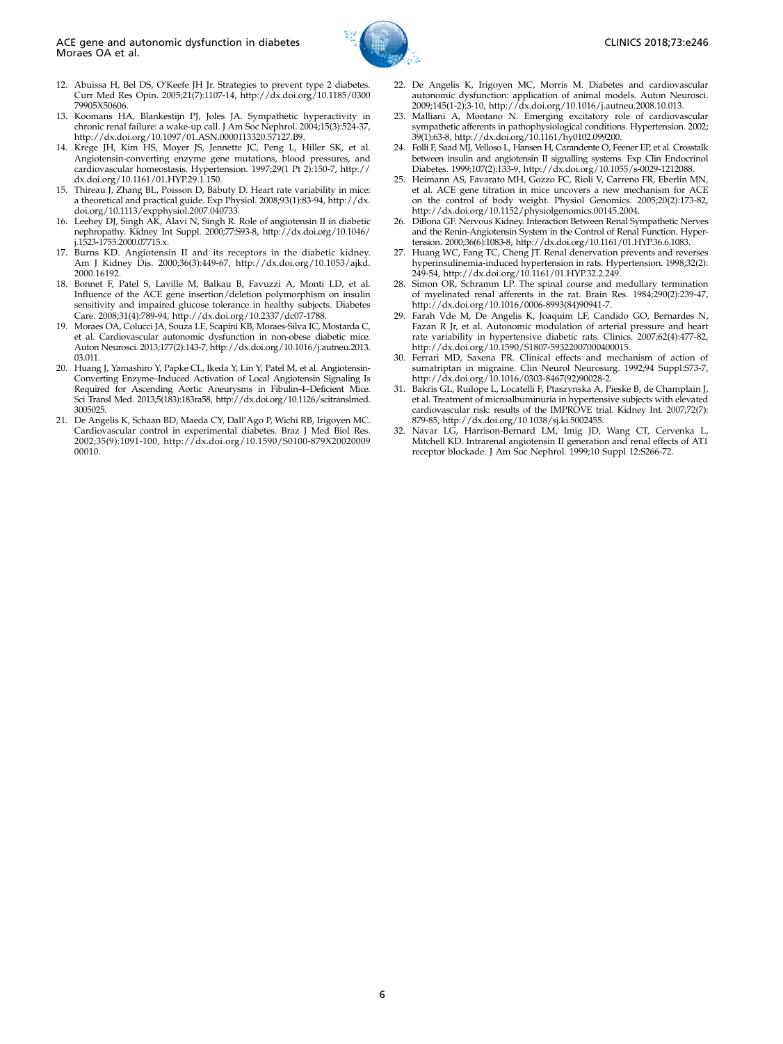12. Abuissa H, Bel DS, O'Keefe JH Jr. Strategies to prevent type 2 diabetes. Curr Med Res Opin. 2005;21(7):1107-14, http://dx.doi.org/10.1185/030079905X50606.
13. Koomans HA, Blankestijn PJ, Joles JA. Sympathetic hyperactivity in chronic renal failure: a wake-up call. J Am Soc Nephrol. 2004;15(3):524-37, http://dx.doi.org/10.1097/01.ASN.0000113320.57127.B9.
14. Krege JH, Kim HS, Moyer JS, Jennette JC, Peng L, Hiller SK, et al. Angiotensin-converting enzyme gene mutations, blood pressures, and cardiovascular homeostasis. Hypertension. 1997;29(1 Pt 2):150-7, http://dx.doi.org/10.1161/01.HYP.29.1.150.
15. Thireau J, Zhang BL, Poisson D, Babuty D. Heart rate variability in mice: a theoretical and practical guide. Exp Physiol. 2008;93(1):83-94, http://dx.doi.org/10.1113/expphysiol.2007.040733.
16. Leehey DJ, Singh AK, Alavi N, Singh R. Role of angiotensin II in diabetic nephropathy. Kidney Int Suppl. 2000;77:S93-8, http://dx.doi.org/10.1046/j.1523-1755.2000.07715.x.
17. Burns KD. Angiotensin II and its receptors in the diabetic kidney. Am J Kidney Dis. 2000;36(3):449-67, http://dx.doi.org/10.1053/ajkd.2000.16192.
18. Bonnet F, Patel S, Laville M, Balkau B, Favuzzi A, Monti LD, et al. Influence of the ACE gene insertion/deletion polymorphism on insulin sensitivity and impaired glucose tolerance in healthy subjects. Diabetes Care. 2008;31(4):789-94, http://dx.doi.org/10.2337/dc07-1788.
19. Moraes OA, Colucci JA, Souza LE, Scapini KB, Moraes-Silva IC, Mostarda C, et al. Cardiovascular autonomic dysfunction in non-obese diabetic mice. Auton Neurosci. 2013;177(2):143-7, http://dx.doi.org/10.1016/j.autneu.2013.03.011.
20. Huang J, Yamashiro Y, Papke CL, Ikeda Y, Lin Y, Patel M, et al. Angiotensin-Converting Enzyme–Induced Activation of Local Angiotensin Signaling Is Required for Ascending Aortic Aneurysms in Fibulin-4–Deficient Mice. Sci Transl Med. 2013;5(183):183ra58, http://dx.doi.org/10.1126/scitranslmed.3005025.
21. De Angelis K, Schaan BD, Maeda CY, Dall'Ago P, Wichi RB, Irigoyen MC. Cardiovascular control in experimental diabetes. Braz J Med Biol Res. 2002;35(9):1091-100, http://dx.doi.org/10.1590/S0100-879X2002000900010.
22. De Angelis K, Irigoyen MC, Morris M. Diabetes and cardiovascular autonomic dysfunction: application of animal models. Auton Neurosci. 2009;145(1-2):3-10, http://dx.doi.org/10.1016/j.autneu.2008.10.013.
23. Malliani A, Montano N. Emerging excitatory role of cardiovascular sympathetic afferents in pathophysiological conditions. Hypertension. 2002;39(1):63-8, http://dx.doi.org/10.1161/hy0102.099200.
24. Folli F, Saad MJ, Velloso L, Hansen H, Carandente O, Feener EP, et al. Crosstalk between insulin and angiotensin II signalling systems. Exp Clin Endocrinol Diabetes. 1999;107(2):133-9, http://dx.doi.org/10.1055/s-0029-1212088.
25. Heimann AS, Favarato MH, Gozzo FC, Rioli V, Carreno FR, Eberlin MN, et al. ACE gene titration in mice uncovers a new mechanism for ACE on the control of body weight. Physiol Genomics. 2005;20(2):173-82, http://dx.doi.org/10.1152/physiolgenomics.00145.2004.
26. DiBona GF. Nervous Kidney. Interaction Between Renal Sympathetic Nerves and the Renin-Angiotensin System in the Control of Renal Function. Hypertension. 2000;36(6):1083-8, http://dx.doi.org/10.1161/01.HYP.36.6.1083.
27. Huang WC, Fang TC, Cheng JT. Renal denervation prevents and reverses hyperinsulinemia-induced hypertension in rats. Hypertension. 1998;32(2):249-54, http://dx.doi.org/10.1161/01.HYP.32.2.249.
28. Simon OR, Schramm LP. The spinal course and medullary termination of myelinated renal afferents in the rat. Brain Res. 1984;290(2):239-47, http://dx.doi.org/10.1016/0006-8993(84)90941-7.
29. Farah Vde M, De Angelis K, Joaquim LF, Candido GO, Bernardes N, Fazan R Jr, et al. Autonomic modulation of arterial pressure and heart rate variability in hypertensive diabetic rats. Clinics. 2007;62(4):477-82, http://dx.doi.org/10.1590/S1807-59322007000400015.
30. Ferrari MD, Saxena PR. Clinical effects and mechanism of action of sumatriptan in migraine. Clin Neurol Neurosurg. 1992;94 Suppl:S73-7, http://dx.doi.org/10.1016/0303-8467(92)90028-2.
31. Bakris GL, Ruilope L, Locatelli F, Ptaszynska A, Pieske B, de Champlain J, et al. Treatment of microalbuminuria in hypertensive subjects with elevated cardiovascular risk: results of the IMPROVE trial. Kidney Int. 2007;72(7):879-85, http://dx.doi.org/10.1038/sj.ki.5002455.
32. Navar LG, Harrison-Bernard LM, Imig JD, Wang CT, Cervenka L, Mitchell KD. Intrarenal angiotensin II generation and renal effects of AT1 receptor blockade. J Am Soc Nephrol. 1999;10 Suppl 12:S266-72.